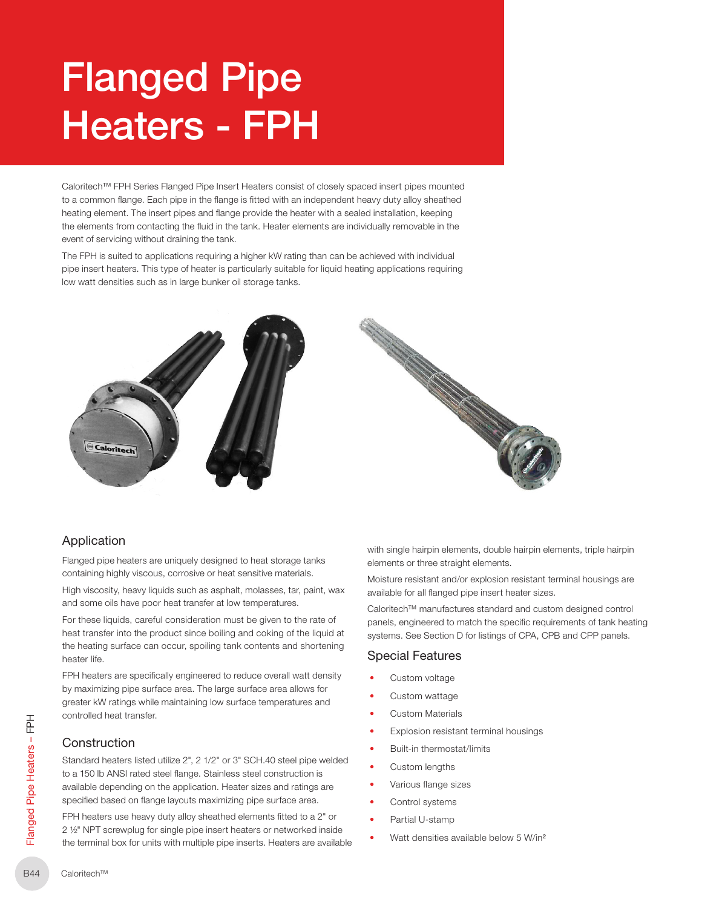# Flanged Pipe Heaters - FPH

Caloritech™ FPH Series Flanged Pipe Insert Heaters consist of closely spaced insert pipes mounted to a common flange. Each pipe in the flange is fitted with an independent heavy duty alloy sheathed heating element. The insert pipes and flange provide the heater with a sealed installation, keeping the elements from contacting the fluid in the tank. Heater elements are individually removable in the event of servicing without draining the tank.

The FPH is suited to applications requiring a higher kW rating than can be achieved with individual pipe insert heaters. This type of heater is particularly suitable for liquid heating applications requiring low watt densities such as in large bunker oil storage tanks.

## Application

Flanged pipe heaters are uniquely designed to heat storage tanks containing highly viscous, corrosive or heat sensitive materials.

High viscosity, heavy liquids such as asphalt, molasses, tar, paint, wax and some oils have poor heat transfer at low temperatures.

For these liquids, careful consideration must be given to the rate of heat transfer into the product since boiling and coking of the liquid at the heating surface can occur, spoiling tank contents and shortening heater life.

FPH heaters are specifically engineered to reduce overall watt density by maximizing pipe surface area. The large surface area allows for greater kW ratings while maintaining low surface temperatures and controlled heat transfer.

## Construction

Standard heaters listed utilize 2", 2 1/2" or 3" SCH.40 steel pipe welded to a 150 lb ANSI rated steel flange. Stainless steel construction is available depending on the application. Heater sizes and ratings are specified based on flange layouts maximizing pipe surface area.

FPH heaters use heavy duty alloy sheathed elements fitted to a 2" or 2 ½" NPT screwplug for single pipe insert heaters or networked inside the terminal box for units with multiple pipe inserts. Heaters are available with single hairpin elements, double hairpin elements, triple hairpin elements or three straight elements.

Moisture resistant and/or explosion resistant terminal housings are available for all flanged pipe insert heater sizes.

Caloritech™ manufactures standard and custom designed control panels, engineered to match the specific requirements of tank heating systems. See Section D for listings of CPA, CPB and CPP panels.

## Special Features

- Custom voltage
- Custom wattage
- Custom Materials
- Explosion resistant terminal housings
- Built-in thermostat/limits
- Custom lengths
- Various flange sizes
- Control systems
- Partial U-stamp
- Watt densities available below 5 W/in²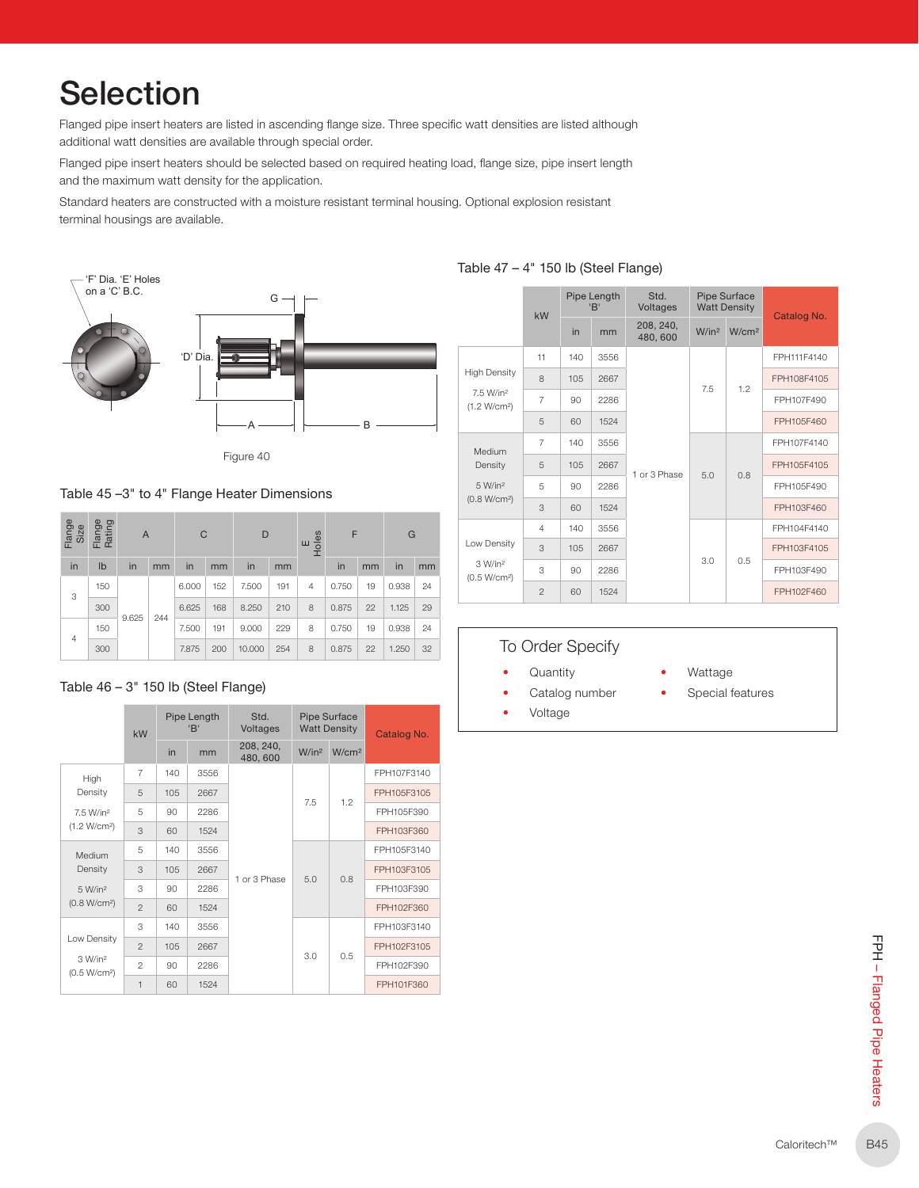# Selection

Flanged pipe insert heaters are listed in ascending flange size. Three specific watt densities are listed although additional watt densities are available through special order.

Flanged pipe insert heaters should be selected based on required heating load, flange size, pipe insert length and the maximum watt density for the application.

Standard heaters are constructed with a moisture resistant terminal housing. Optional explosion resistant terminal housings are available.

'F' Dia. 'E' Holes on a 'C' B.C.

G

'D' Dia.

A

B

Figure 40

## Table 45 – 3" to 4" Flange Heater Dimensions

| Flange Size | Flange Rating | A | | C | | D | | E Holes | F | | G | |
|---|---|---|---|---|---|---|---|---|---|---|---|---|
| in | lb | in | mm | in | mm | in | mm | | in | mm | in | mm |
| 3 | 150 | 9.625 | 244 | 6.000 | 152 | 7.500 | 191 | 4 | 0.750 | 19 | 0.938 | 24 |
| | 300 | | | 6.625 | 168 | 8.250 | 210 | 8 | 0.875 | 22 | 1.125 | 29 |
| 4 | 150 | | | 7.500 | 191 | 9.000 | 229 | 8 | 0.750 | 19 | 0.938 | 24 |
| | 300 | | | 7.875 | 200 | 10.000 | 254 | 8 | 0.875 | 22 | 1.250 | 32 |

## Table 46 – 3" 150 lb (Steel Flange)

| | kW | Pipe Length 'B' | | Std. Voltages | Pipe Surface Watt Density | | Catalog No. |
|---|---|---|---|---|---|---|---|
| | | in | mm | 208, 240, 480, 600 | W/in² | W/cm² | |
| High Density 7.5 W/in² (1.2 W/cm²) | 7 | 140 | 3556 | 1 or 3 Phase | 7.5 | 1.2 | FPH107F3140 |
| | 5 | 105 | 2667 | | | | FPH105F3105 |
| | 5 | 90 | 2286 | | | | FPH105F390 |
| | 3 | 60 | 1524 | | | | FPH103F360 |
| Medium Density 5 W/in² (0.8 W/cm²) | 5 | 140 | 3556 | | 5.0 | 0.8 | FPH105F3140 |
| | 3 | 105 | 2667 | | | | FPH103F3105 |
| | 3 | 90 | 2286 | | | | FPH103F390 |
| | 2 | 60 | 1524 | | | | FPH102F360 |
| Low Density 3 W/in² (0.5 W/cm²) | 3 | 140 | 3556 | | 3.0 | 0.5 | FPH103F3140 |
| | 2 | 105 | 2667 | | | | FPH102F3105 |
| | 2 | 90 | 2286 | | | | FPH102F390 |
| | 1 | 60 | 1524 | | | | FPH101F360 |

## Table 47 – 4" 150 lb (Steel Flange)

| | kW | Pipe Length 'B' | | Std. Voltages | Pipe Surface Watt Density | | Catalog No. |
|---|---|---|---|---|---|---|---|
| | | in | mm | 208, 240, 480, 600 | W/in² | W/cm² | |
| High Density 7.5 W/in² (1.2 W/cm²) | 11 | 140 | 3556 | 1 or 3 Phase | 7.5 | 1.2 | FPH111F4140 |
| | 8 | 105 | 2667 | | | | FPH108F4105 |
| | 7 | 90 | 2286 | | | | FPH107F490 |
| | 5 | 60 | 1524 | | | | FPH105F460 |
| Medium Density 5 W/in² (0.8 W/cm²) | 7 | 140 | 3556 | | 5.0 | 0.8 | FPH107F4140 |
| | 5 | 105 | 2667 | | | | FPH105F4105 |
| | 5 | 90 | 2286 | | | | FPH105F490 |
| | 3 | 60 | 1524 | | | | FPH103F460 |
| Low Density 3 W/in² (0.5 W/cm²) | 4 | 140 | 3556 | | 3.0 | 0.5 | FPH104F4140 |
| | 3 | 105 | 2667 | | | | FPH103F4105 |
| | 3 | 90 | 2286 | | | | FPH103F490 |
| | 2 | 60 | 1524 | | | | FPH102F460 |

## To Order Specify

- Quantity
- Catalog number
- Voltage
- Wattage
- Special features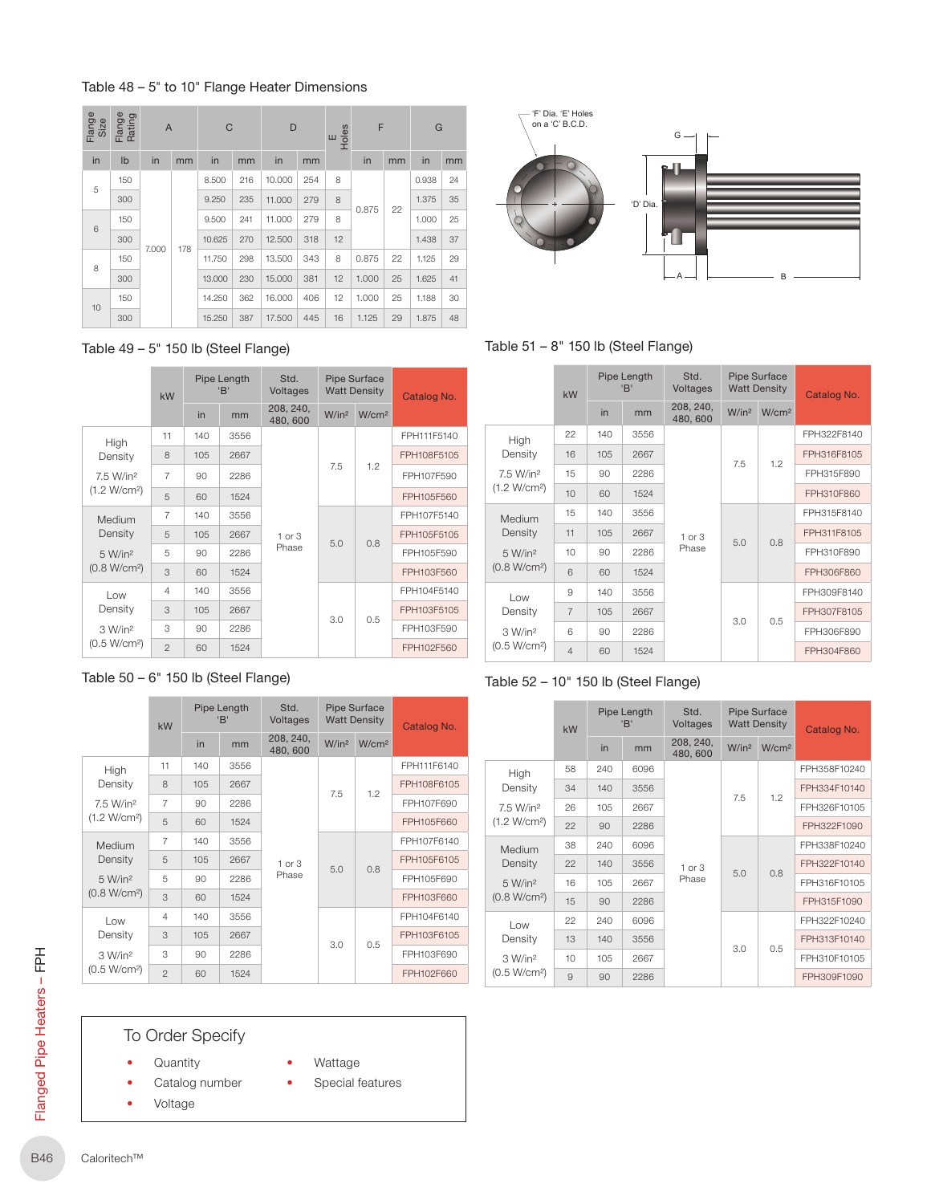## Table 48 – 5" to 10" Flange Heater Dimensions

| Flange Size | Flange Rating | A | | C | | D | | E Holes | F | | G | |
|---|---|---|---|---|---|---|---|---|---|---|---|---|
| in | lb | in | mm | in | mm | in | mm | | in | mm | in | mm |
| 5 | 150 | 7.000 | 178 | 8.500 | 216 | 10.000 | 254 | 8 | 0.875 | 22 | 0.938 | 24 |
| | 300 | | | 9.250 | 235 | 11.000 | 279 | 8 | | | 1.375 | 35 |
| 6 | 150 | | | 9.500 | 241 | 11.000 | 279 | 8 | | | 1.000 | 25 |
| | 300 | | | 10.625 | 270 | 12.500 | 318 | 12 | | | 1.438 | 37 |
| 8 | 150 | | | 11.750 | 298 | 13.500 | 343 | 8 | 0.875 | 22 | 1.125 | 29 |
| | 300 | | | 13.000 | 230 | 15.000 | 381 | 12 | 1.000 | 25 | 1.625 | 41 |
| 10 | 150 | | | 14.250 | 362 | 16.000 | 406 | 12 | 1.000 | 25 | 1.188 | 30 |
| | 300 | | | 15.250 | 387 | 17.500 | 445 | 16 | 1.125 | 29 | 1.875 | 48 |

'F' Dia. 'E' Holes on a 'C' B.C.D.

## Table 49 – 5" 150 lb (Steel Flange)

| | kW | Pipe Length 'B' in | Pipe Length 'B' mm | Std. Voltages 208, 240, 480, 600 | Pipe Surface Watt Density W/in² | W/cm² | Catalog No. |
|---|---|---|---|---|---|---|---|
| High Density 7.5 W/in² (1.2 W/cm²) | 11 | 140 | 3556 | 1 or 3 Phase | 7.5 | 1.2 | FPH111F5140 |
| | 8 | 105 | 2667 | | | | FPH108F5105 |
| | 7 | 90 | 2286 | | | | FPH107F590 |
| | 5 | 60 | 1524 | | | | FPH105F560 |
| Medium Density 5 W/in² (0.8 W/cm²) | 7 | 140 | 3556 | | 5.0 | 0.8 | FPH107F5140 |
| | 5 | 105 | 2667 | | | | FPH105F5105 |
| | 5 | 90 | 2286 | | | | FPH105F590 |
| | 3 | 60 | 1524 | | | | FPH103F560 |
| Low Density 3 W/in² (0.5 W/cm²) | 4 | 140 | 3556 | | 3.0 | 0.5 | FPH104F5140 |
| | 3 | 105 | 2667 | | | | FPH103F5105 |
| | 3 | 90 | 2286 | | | | FPH103F590 |
| | 2 | 60 | 1524 | | | | FPH102F560 |

## Table 50 – 6" 150 lb (Steel Flange)

| | kW | Pipe Length 'B' in | Pipe Length 'B' mm | Std. Voltages 208, 240, 480, 600 | Pipe Surface Watt Density W/in² | W/cm² | Catalog No. |
|---|---|---|---|---|---|---|---|
| High Density 7.5 W/in² (1.2 W/cm²) | 11 | 140 | 3556 | 1 or 3 Phase | 7.5 | 1.2 | FPH111F6140 |
| | 8 | 105 | 2667 | | | | FPH108F6105 |
| | 7 | 90 | 2286 | | | | FPH107F690 |
| | 5 | 60 | 1524 | | | | FPH105F660 |
| Medium Density 5 W/in² (0.8 W/cm²) | 7 | 140 | 3556 | | 5.0 | 0.8 | FPH107F6140 |
| | 5 | 105 | 2667 | | | | FPH105F6105 |
| | 5 | 90 | 2286 | | | | FPH105F690 |
| | 3 | 60 | 1524 | | | | FPH103F660 |
| Low Density 3 W/in² (0.5 W/cm²) | 4 | 140 | 3556 | | 3.0 | 0.5 | FPH104F6140 |
| | 3 | 105 | 2667 | | | | FPH103F6105 |
| | 3 | 90 | 2286 | | | | FPH103F690 |
| | 2 | 60 | 1524 | | | | FPH102F660 |

## Table 51 – 8" 150 lb (Steel Flange)

| | kW | Pipe Length 'B' in | Pipe Length 'B' mm | Std. Voltages 208, 240, 480, 600 | Pipe Surface Watt Density W/in² | W/cm² | Catalog No. |
|---|---|---|---|---|---|---|---|
| High Density 7.5 W/in² (1.2 W/cm²) | 22 | 140 | 3556 | 1 or 3 Phase | 7.5 | 1.2 | FPH322F8140 |
| | 16 | 105 | 2667 | | | | FPH316F8105 |
| | 15 | 90 | 2286 | | | | FPH315F890 |
| | 10 | 60 | 1524 | | | | FPH310F860 |
| Medium Density 5 W/in² (0.8 W/cm²) | 15 | 140 | 3556 | | 5.0 | 0.8 | FPH315F8140 |
| | 11 | 105 | 2667 | | | | FPH311F8105 |
| | 10 | 90 | 2286 | | | | FPH310F890 |
| | 6 | 60 | 1524 | | | | FPH306F860 |
| Low Density 3 W/in² (0.5 W/cm²) | 9 | 140 | 3556 | | 3.0 | 0.5 | FPH309F8140 |
| | 7 | 105 | 2667 | | | | FPH307F8105 |
| | 6 | 90 | 2286 | | | | FPH306F890 |
| | 4 | 60 | 1524 | | | | FPH304F860 |

## Table 52 – 10" 150 lb (Steel Flange)

| | kW | Pipe Length 'B' in | Pipe Length 'B' mm | Std. Voltages 208, 240, 480, 600 | Pipe Surface Watt Density W/in² | W/cm² | Catalog No. |
|---|---|---|---|---|---|---|---|
| High Density 7.5 W/in² (1.2 W/cm²) | 58 | 240 | 6096 | 1 or 3 Phase | 7.5 | 1.2 | FPH358F10240 |
| | 34 | 140 | 3556 | | | | FPH334F10140 |
| | 26 | 105 | 2667 | | | | FPH326F10105 |
| | 22 | 90 | 2286 | | | | FPH322F1090 |
| Medium Density 5 W/in² (0.8 W/cm²) | 38 | 240 | 6096 | | 5.0 | 0.8 | FPH338F10240 |
| | 22 | 140 | 3556 | | | | FPH322F10140 |
| | 16 | 105 | 2667 | | | | FPH316F10105 |
| | 15 | 90 | 2286 | | | | FPH315F1090 |
| Low Density 3 W/in² (0.5 W/cm²) | 22 | 240 | 6096 | | 3.0 | 0.5 | FPH322F10240 |
| | 13 | 140 | 3556 | | | | FPH313F10140 |
| | 10 | 105 | 2667 | | | | FPH310F10105 |
| | 9 | 90 | 2286 | | | | FPH309F1090 |

### To Order Specify

- Quantity
- Catalog number
- Voltage
- Wattage
- Special features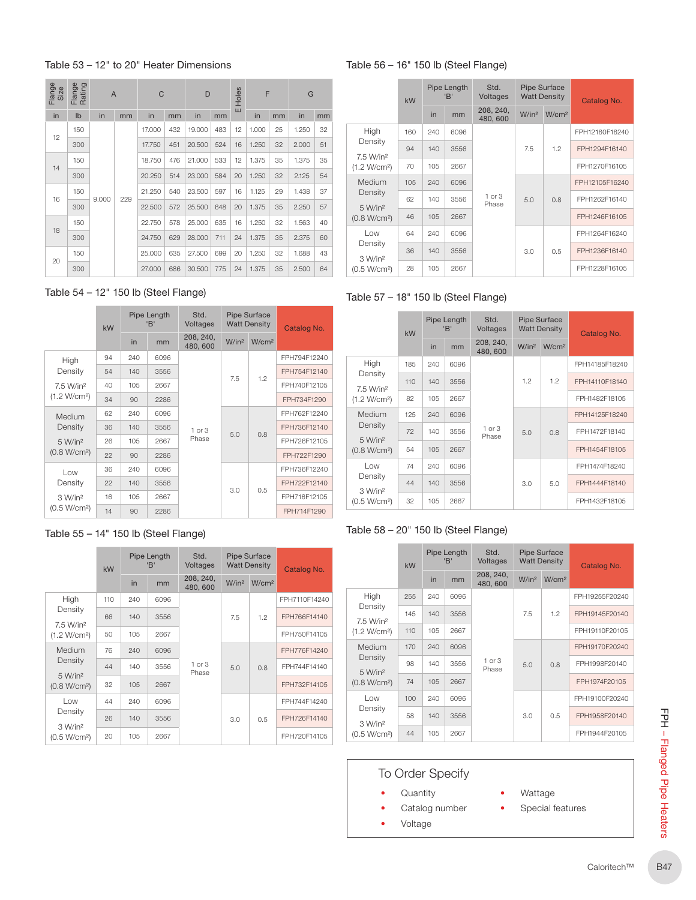## Table 53 – 12" to 20" Heater Dimensions

| Flange Size | Flange Rating | A | | C | | D | | E Holes | F | | G | |
|---|---|---|---|---|---|---|---|---|---|---|---|---|
| in | lb | in | mm | in | mm | in | mm | | in | mm | in | mm |
| 12 | 150 | 9.000 | 229 | 17.000 | 432 | 19.000 | 483 | 12 | 1.000 | 25 | 1.250 | 32 |
| | 300 | | | 17.750 | 451 | 20.500 | 524 | 16 | 1.250 | 32 | 2.000 | 51 |
| 14 | 150 | | | 18.750 | 476 | 21.000 | 533 | 12 | 1.375 | 35 | 1.375 | 35 |
| | 300 | | | 20.250 | 514 | 23.000 | 584 | 20 | 1.250 | 32 | 2.125 | 54 |
| 16 | 150 | | | 21.250 | 540 | 23.500 | 597 | 16 | 1.125 | 29 | 1.438 | 37 |
| | 300 | | | 22.500 | 572 | 25.500 | 648 | 20 | 1.375 | 35 | 2.250 | 57 |
| 18 | 150 | | | 22.750 | 578 | 25.000 | 635 | 16 | 1.250 | 32 | 1.563 | 40 |
| | 300 | | | 24.750 | 629 | 28.000 | 711 | 24 | 1.375 | 35 | 2.375 | 60 |
| 20 | 150 | | | 25.000 | 635 | 27.500 | 699 | 20 | 1.250 | 32 | 1.688 | 43 |
| | 300 | | | 27.000 | 686 | 30.500 | 775 | 24 | 1.375 | 35 | 2.500 | 64 |

## Table 54 – 12" 150 lb (Steel Flange)

| | kW | Pipe Length 'B' | | Std. Voltages | Pipe Surface Watt Density | | Catalog No. |
|---|---|---|---|---|---|---|---|
| | | in | mm | 208, 240, 480, 600 | W/in² | W/cm² | |
| High Density 7.5 W/in² (1.2 W/cm²) | 94 | 240 | 6096 | 1 or 3 Phase | 7.5 | 1.2 | FPH794F12240 |
| | 54 | 140 | 3556 | | | | FPH754F12140 |
| | 40 | 105 | 2667 | | | | FPH740F12105 |
| | 34 | 90 | 2286 | | | | FPH734F1290 |
| Medium Density 5 W/in² (0.8 W/cm²) | 62 | 240 | 6096 | | 5.0 | 0.8 | FPH762F12240 |
| | 36 | 140 | 3556 | | | | FPH736F12140 |
| | 26 | 105 | 2667 | | | | FPH726F12105 |
| | 22 | 90 | 2286 | | | | FPH722F1290 |
| Low Density 3 W/in² (0.5 W/cm²) | 36 | 240 | 6096 | | 3.0 | 0.5 | FPH736F12240 |
| | 22 | 140 | 3556 | | | | FPH722F12140 |
| | 16 | 105 | 2667 | | | | FPH716F12105 |
| | 14 | 90 | 2286 | | | | FPH714F1290 |

## Table 55 – 14" 150 lb (Steel Flange)

| | kW | Pipe Length 'B' | | Std. Voltages | Pipe Surface Watt Density | | Catalog No. |
|---|---|---|---|---|---|---|---|
| | | in | mm | 208, 240, 480, 600 | W/in² | W/cm² | |
| High Density 7.5 W/in² (1.2 W/cm²) | 110 | 240 | 6096 | 1 or 3 Phase | 7.5 | 1.2 | FPH7110F14240 |
| | 66 | 140 | 3556 | | | | FPH766F14140 |
| | 50 | 105 | 2667 | | | | FPH750F14105 |
| Medium Density 5 W/in² (0.8 W/cm²) | 76 | 240 | 6096 | | 5.0 | 0.8 | FPH776F14240 |
| | 44 | 140 | 3556 | | | | FPH744F14140 |
| | 32 | 105 | 2667 | | | | FPH732F14105 |
| Low Density 3 W/in² (0.5 W/cm²) | 44 | 240 | 6096 | | 3.0 | 0.5 | FPH744F14240 |
| | 26 | 140 | 3556 | | | | FPH726F14140 |
| | 20 | 105 | 2667 | | | | FPH720F14105 |

## Table 56 – 16" 150 lb (Steel Flange)

| | kW | Pipe Length 'B' | | Std. Voltages | Pipe Surface Watt Density | | Catalog No. |
|---|---|---|---|---|---|---|---|
| | | in | mm | 208, 240, 480, 600 | W/in² | W/cm² | |
| High Density 7.5 W/in² (1.2 W/cm²) | 160 | 240 | 6096 | 1 or 3 Phase | 7.5 | 1.2 | FPH12160F16240 |
| | 94 | 140 | 3556 | | | | FPH1294F16140 |
| | 70 | 105 | 2667 | | | | FPH1270F16105 |
| Medium Density 5 W/in² (0.8 W/cm²) | 105 | 240 | 6096 | | 5.0 | 0.8 | FPH12105F16240 |
| | 62 | 140 | 3556 | | | | FPH1262F16140 |
| | 46 | 105 | 2667 | | | | FPH1246F16105 |
| Low Density 3 W/in² (0.5 W/cm²) | 64 | 240 | 6096 | | 3.0 | 0.5 | FPH1264F16240 |
| | 36 | 140 | 3556 | | | | FPH1236F16140 |
| | 28 | 105 | 2667 | | | | FPH1228F16105 |

## Table 57 – 18" 150 lb (Steel Flange)

| | kW | Pipe Length 'B' | | Std. Voltages | Pipe Surface Watt Density | | Catalog No. |
|---|---|---|---|---|---|---|---|
| | | in | mm | 208, 240, 480, 600 | W/in² | W/cm² | |
| High Density 7.5 W/in² (1.2 W/cm²) | 185 | 240 | 6096 | 1 or 3 Phase | 1.2 | 1.2 | FPH14185F18240 |
| | 110 | 140 | 3556 | | | | FPH14110F18140 |
| | 82 | 105 | 2667 | | | | FPH1482F18105 |
| Medium Density 5 W/in² (0.8 W/cm²) | 125 | 240 | 6096 | | 5.0 | 0.8 | FPH14125F18240 |
| | 72 | 140 | 3556 | | | | FPH1472F18140 |
| | 54 | 105 | 2667 | | | | FPH1454F18105 |
| Low Density 3 W/in² (0.5 W/cm²) | 74 | 240 | 6096 | | 3.0 | 5.0 | FPH1474F18240 |
| | 44 | 140 | 3556 | | | | FPH1444F18140 |
| | 32 | 105 | 2667 | | | | FPH1432F18105 |

## Table 58 – 20" 150 lb (Steel Flange)

| | kW | Pipe Length 'B' | | Std. Voltages | Pipe Surface Watt Density | | Catalog No. |
|---|---|---|---|---|---|---|---|
| | | in | mm | 208, 240, 480, 600 | W/in² | W/cm² | |
| High Density 7.5 W/in² (1.2 W/cm²) | 255 | 240 | 6096 | 1 or 3 Phase | 7.5 | 1.2 | FPH19255F20240 |
| | 145 | 140 | 3556 | | | | FPH19145F20140 |
| | 110 | 105 | 2667 | | | | FPH19110F20105 |
| Medium Density 5 W/in² (0.8 W/cm²) | 170 | 240 | 6096 | | 5.0 | 0.8 | FPH19170F20240 |
| | 98 | 140 | 3556 | | | | FPH1998F20140 |
| | 74 | 105 | 2667 | | | | FPH1974F20105 |
| Low Density 3 W/in² (0.5 W/cm²) | 100 | 240 | 6096 | | 3.0 | 0.5 | FPH19100F20240 |
| | 58 | 140 | 3556 | | | | FPH1958F20140 |
| | 44 | 105 | 2667 | | | | FPH1944F20105 |

### To Order Specify

- Quantity
- Catalog number
- Voltage
- Wattage
- Special features